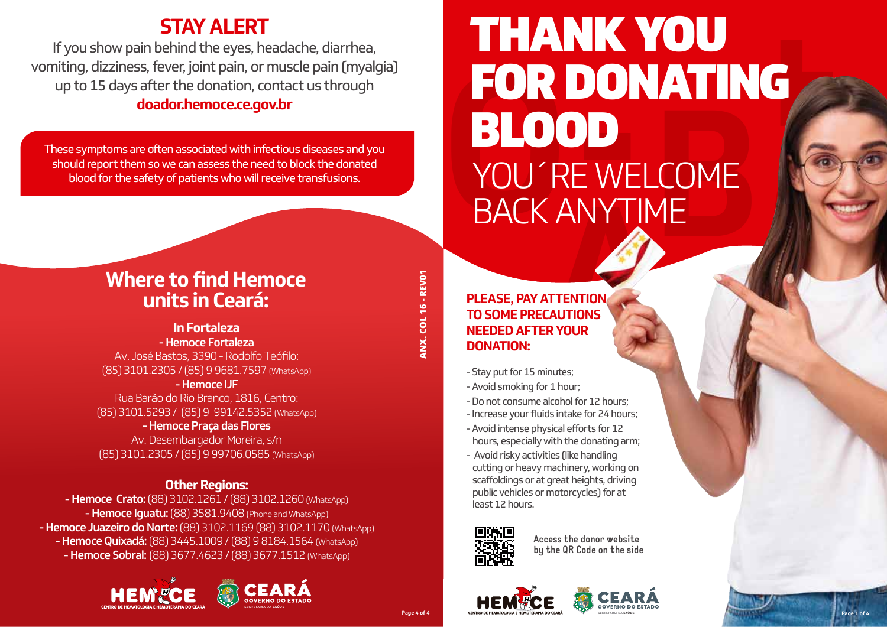## STAY ALERT

If you show pain behind the eyes, headache, diarrhea, vomiting, dizziness, fever, joint pain, or muscle pain (myalgia) up to 15 days after the donation, contact us through **doador.hemoce.ce.gov.br**

These symptoms are often associated with infectious diseases and you should report them so we can assess the need to block the donated blood for the safety of patients who will receive transfusions.

## Where to find Hemoce units in Ceará:

### In Fortaleza

**- Hemoce Fortaleza**
Av. José Bastos, 3390 - Rodolfo Teófilo:
(85) 3101.2305 / (85) 9 9681.7597 (WhatsApp)

**- Hemoce IJF**
Rua Barão do Rio Branco, 1816, Centro:
(85) 3101.5293 / (85) 9 99142.5352 (WhatsApp)

**- Hemoce Praça das Flores**
Av. Desembargador Moreira, s/n
(85) 3101.2305 / (85) 9 99706.0585 (WhatsApp)

### Other Regions:

**- Hemoce Crato:** (88) 3102.1261 / (88) 3102.1260 (WhatsApp)
**- Hemoce Iguatu:** (88) 3581.9408 (Phone and WhatsApp)
**- Hemoce Juazeiro do Norte:** (88) 3102.1169 (88) 3102.1170 (WhatsApp)
**- Hemoce Quixadá:** (88) 3445.1009 / (88) 9 8184.1564 (WhatsApp)
**- Hemoce Sobral:** (88) 3677.4623 / (88) 3677.1512 (WhatsApp)

HEMOCE – CENTRO DE HEMATOLOGIA E HEMOTERAPIA DO CEARÁ | CEARÁ GOVERNO DO ESTADO – SECRETARIA DA SAÚDE

ANX. COL 16 - REV01

# THANK YOU FOR DONATING BLOOD

YOU´RE WELCOME BACK ANYTIME

### PLEASE, PAY ATTENTION TO SOME PRECAUTIONS NEEDED AFTER YOUR DONATION:

- Stay put for 15 minutes;
- Avoid smoking for 1 hour;
- Do not consume alcohol for 12 hours;
- Increase your fluids intake for 24 hours;
- Avoid intense physical efforts for 12 hours, especially with the donating arm;
- Avoid risky activities (like handling cutting or heavy machinery, working on scaffoldings or at great heights, driving public vehicles or motorcycles) for at least 12 hours.

Access the donor website by the QR Code on the side

HEMOCE – CENTRO DE HEMATOLOGIA E HEMOTERAPIA DO CEARÁ | CEARÁ GOVERNO DO ESTADO – SECRETARIA DA SAÚDE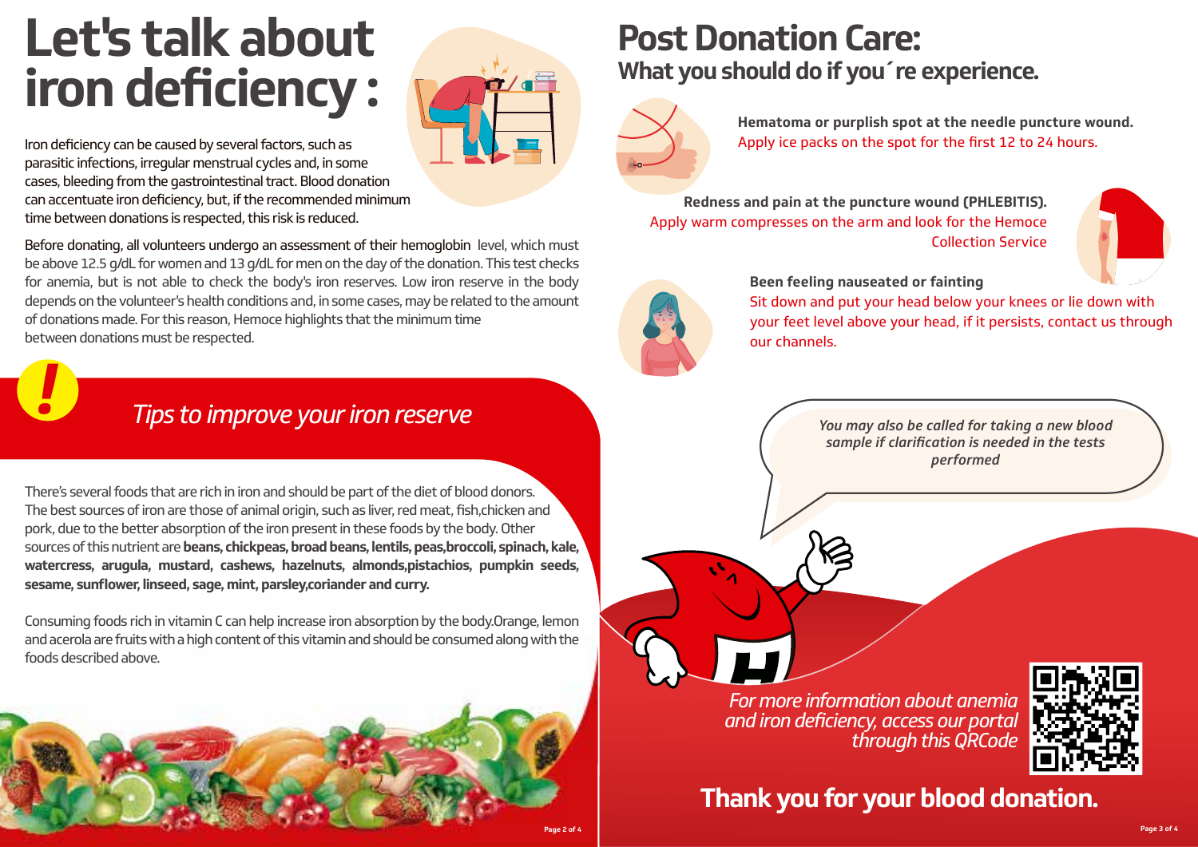# Let's talk about iron deficiency :

Iron deficiency can be caused by several factors, such as parasitic infections, irregular menstrual cycles and, in some cases, bleeding from the gastrointestinal tract. Blood donation can accentuate iron deficiency, but, if the recommended minimum time between donations is respected, this risk is reduced.

Before donating, all volunteers undergo an assessment of their hemoglobin level, which must be above 12.5 g/dL for women and 13 g/dL for men on the day of the donation. This test checks for anemia, but is not able to check the body's iron reserves. Low iron reserve in the body depends on the volunteer's health conditions and, in some cases, may be related to the amount of donations made. For this reason, Hemoce highlights that the minimum time between donations must be respected.

## *Tips to improve your iron reserve*

There's several foods that are rich in iron and should be part of the diet of blood donors. The best sources of iron are those of animal origin, such as liver, red meat, fish,chicken and pork, due to the better absorption of the iron present in these foods by the body. Other sources of this nutrient are **beans, chickpeas, broad beans, lentils, peas,broccoli, spinach, kale, watercress, arugula, mustard, cashews, hazelnuts, almonds,pistachios, pumpkin seeds, sesame, sunflower, linseed, sage, mint, parsley,coriander and curry.**

Consuming foods rich in vitamin C can help increase iron absorption by the body.Orange, lemon and acerola are fruits with a high content of this vitamin and should be consumed along with the foods described above.

# Post Donation Care:

## What you should do if you´re experience.

**Hematoma or purplish spot at the needle puncture wound.**
Apply ice packs on the spot for the first 12 to 24 hours.

**Redness and pain at the puncture wound (PHLEBITIS).**
Apply warm compresses on the arm and look for the Hemoce Collection Service

**Been feeling nauseated or fainting**
Sit down and put your head below your knees or lie down with your feet level above your head, if it persists, contact us through our channels.

*You may also be called for taking a new blood sample if clarification is needed in the tests performed*

*For more information about anemia and iron deficiency, access our portal through this QRCode*

**Thank you for your blood donation.**